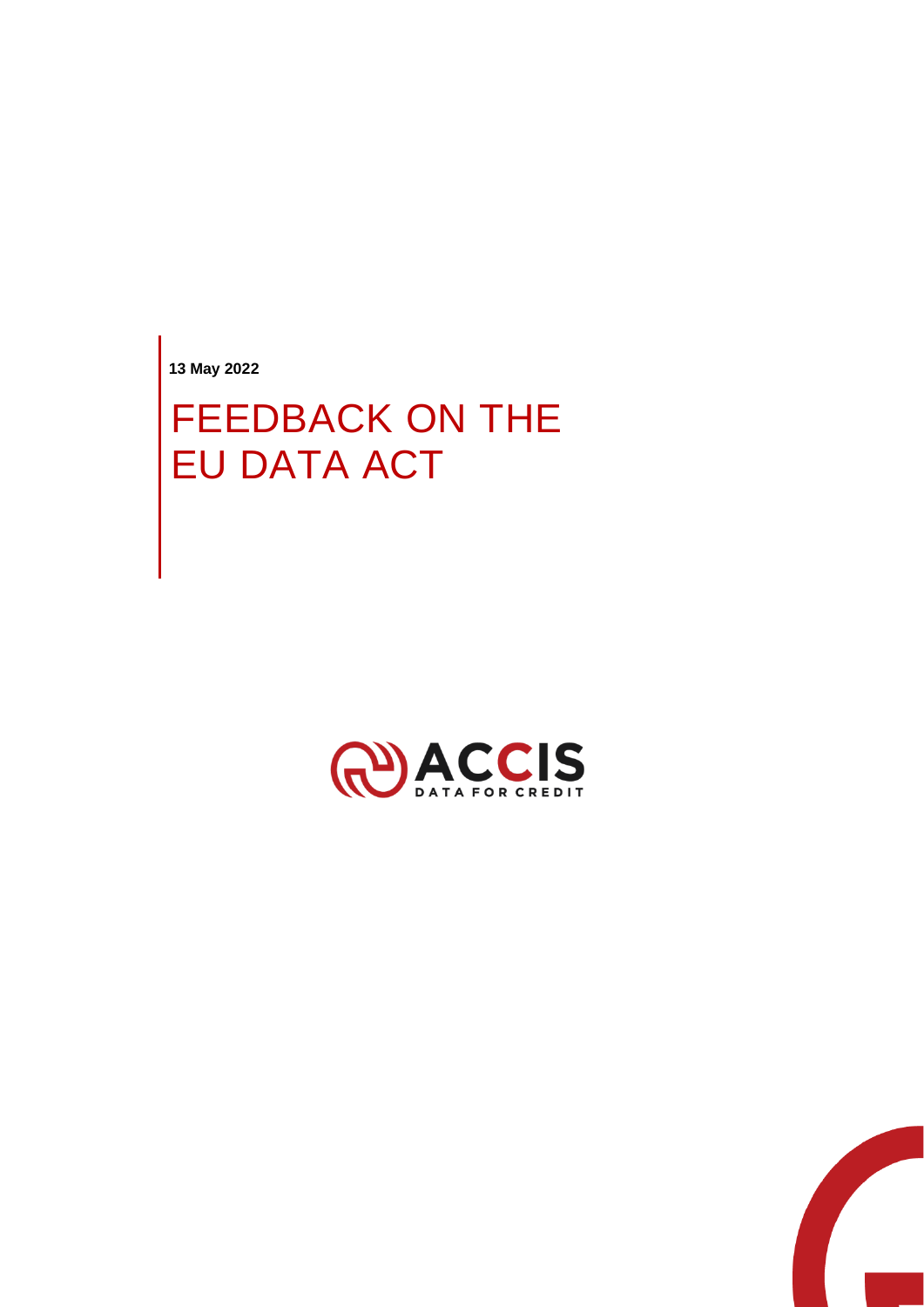**13 May 2022**

# FEEDBACK ON THE EU DATA ACT

ACCIS

DATA FOR CREDIT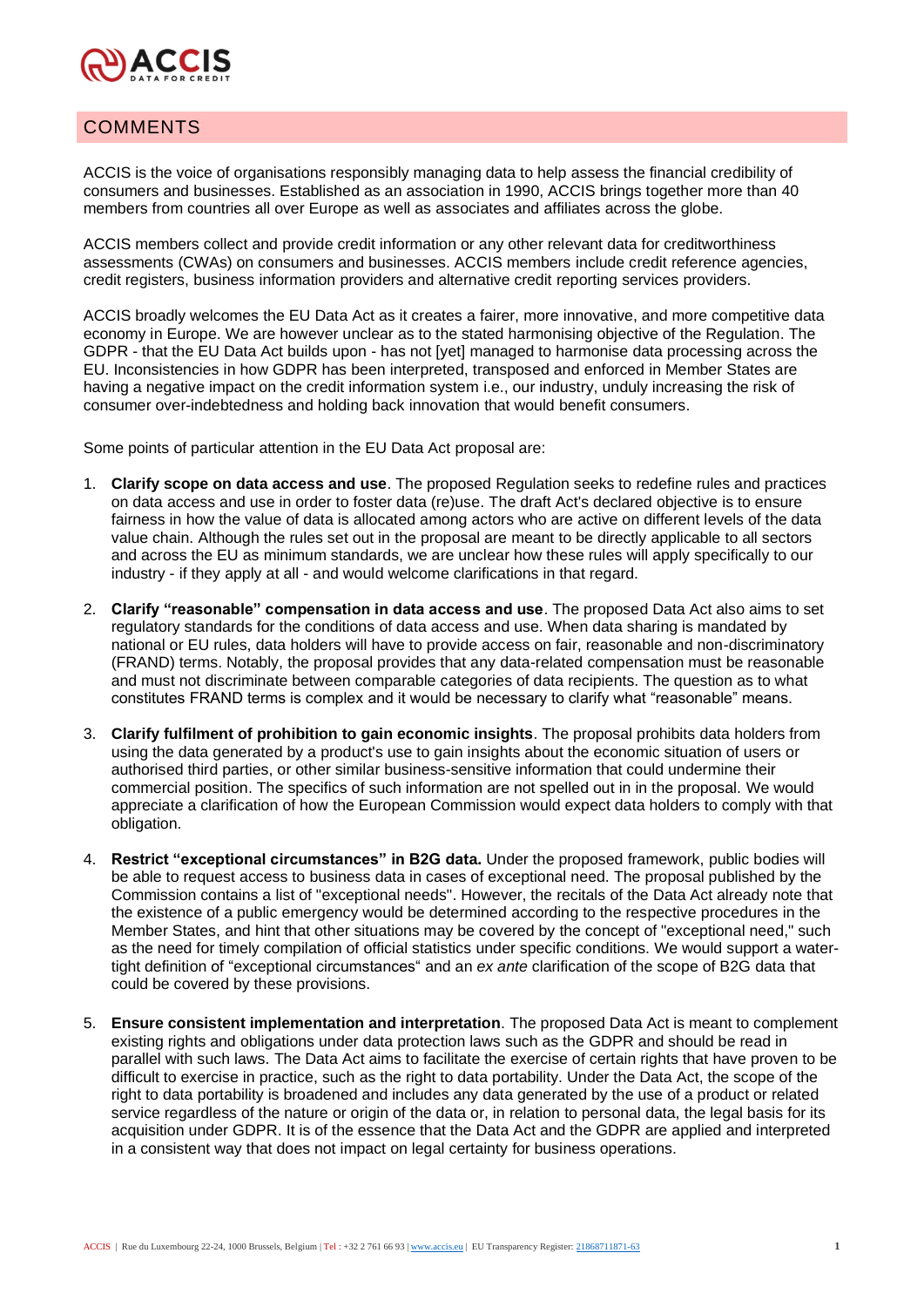# COMMENTS

ACCIS is the voice of organisations responsibly managing data to help assess the financial credibility of consumers and businesses. Established as an association in 1990, ACCIS brings together more than 40 members from countries all over Europe as well as associates and affiliates across the globe.

ACCIS members collect and provide credit information or any other relevant data for creditworthiness assessments (CWAs) on consumers and businesses. ACCIS members include credit reference agencies, credit registers, business information providers and alternative credit reporting services providers.

ACCIS broadly welcomes the EU Data Act as it creates a fairer, more innovative, and more competitive data economy in Europe. We are however unclear as to the stated harmonising objective of the Regulation. The GDPR - that the EU Data Act builds upon - has not [yet] managed to harmonise data processing across the EU. Inconsistencies in how GDPR has been interpreted, transposed and enforced in Member States are having a negative impact on the credit information system i.e., our industry, unduly increasing the risk of consumer over-indebtedness and holding back innovation that would benefit consumers.

Some points of particular attention in the EU Data Act proposal are:

1. **Clarify scope on data access and use**. The proposed Regulation seeks to redefine rules and practices on data access and use in order to foster data (re)use. The draft Act's declared objective is to ensure fairness in how the value of data is allocated among actors who are active on different levels of the data value chain. Although the rules set out in the proposal are meant to be directly applicable to all sectors and across the EU as minimum standards, we are unclear how these rules will apply specifically to our industry - if they apply at all - and would welcome clarifications in that regard.

2. **Clarify "reasonable" compensation in data access and use**. The proposed Data Act also aims to set regulatory standards for the conditions of data access and use. When data sharing is mandated by national or EU rules, data holders will have to provide access on fair, reasonable and non-discriminatory (FRAND) terms. Notably, the proposal provides that any data-related compensation must be reasonable and must not discriminate between comparable categories of data recipients. The question as to what constitutes FRAND terms is complex and it would be necessary to clarify what "reasonable" means.

3. **Clarify fulfilment of prohibition to gain economic insights**. The proposal prohibits data holders from using the data generated by a product's use to gain insights about the economic situation of users or authorised third parties, or other similar business-sensitive information that could undermine their commercial position. The specifics of such information are not spelled out in in the proposal. We would appreciate a clarification of how the European Commission would expect data holders to comply with that obligation.

4. **Restrict "exceptional circumstances" in B2G data.** Under the proposed framework, public bodies will be able to request access to business data in cases of exceptional need. The proposal published by the Commission contains a list of "exceptional needs". However, the recitals of the Data Act already note that the existence of a public emergency would be determined according to the respective procedures in the Member States, and hint that other situations may be covered by the concept of "exceptional need," such as the need for timely compilation of official statistics under specific conditions. We would support a water-tight definition of "exceptional circumstances" and an *ex ante* clarification of the scope of B2G data that could be covered by these provisions.

5. **Ensure consistent implementation and interpretation**. The proposed Data Act is meant to complement existing rights and obligations under data protection laws such as the GDPR and should be read in parallel with such laws. The Data Act aims to facilitate the exercise of certain rights that have proven to be difficult to exercise in practice, such as the right to data portability. Under the Data Act, the scope of the right to data portability is broadened and includes any data generated by the use of a product or related service regardless of the nature or origin of the data or, in relation to personal data, the legal basis for its acquisition under GDPR. It is of the essence that the Data Act and the GDPR are applied and interpreted in a consistent way that does not impact on legal certainty for business operations.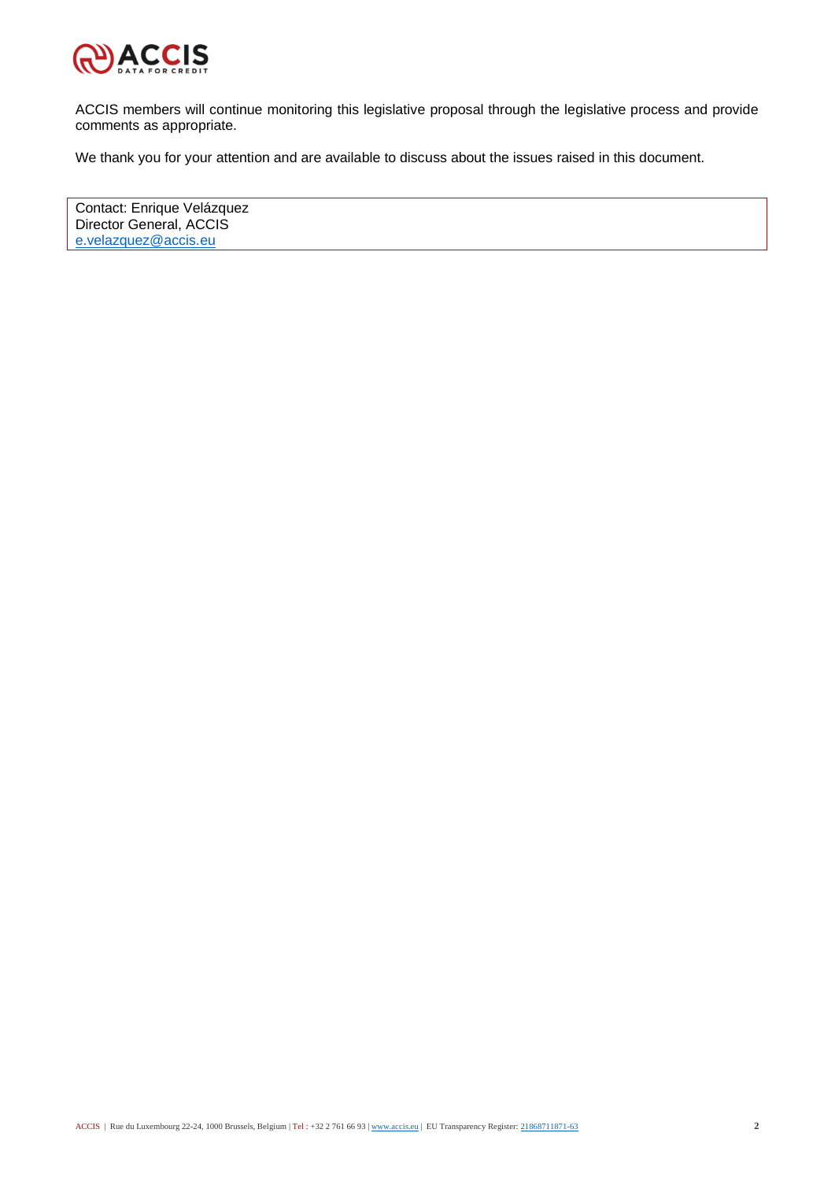ACCIS members will continue monitoring this legislative proposal through the legislative process and provide comments as appropriate.

We thank you for your attention and are available to discuss about the issues raised in this document.

Contact: Enrique Velázquez
Director General, ACCIS
e.velazquez@accis.eu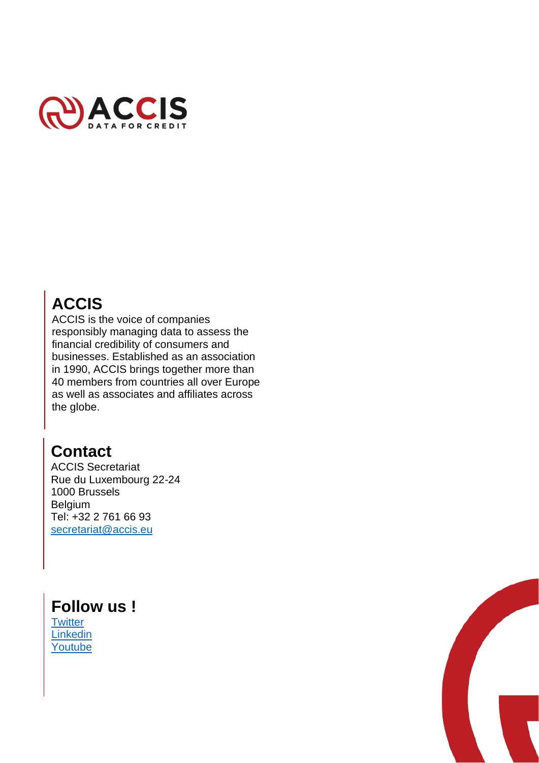## ACCIS

ACCIS is the voice of companies responsibly managing data to assess the financial credibility of consumers and businesses. Established as an association in 1990, ACCIS brings together more than 40 members from countries all over Europe as well as associates and affiliates across the globe.

## Contact

ACCIS Secretariat
Rue du Luxembourg 22-24
1000 Brussels
Belgium
Tel: +32 2 761 66 93
secretariat@accis.eu

## Follow us !

Twitter
Linkedin
Youtube